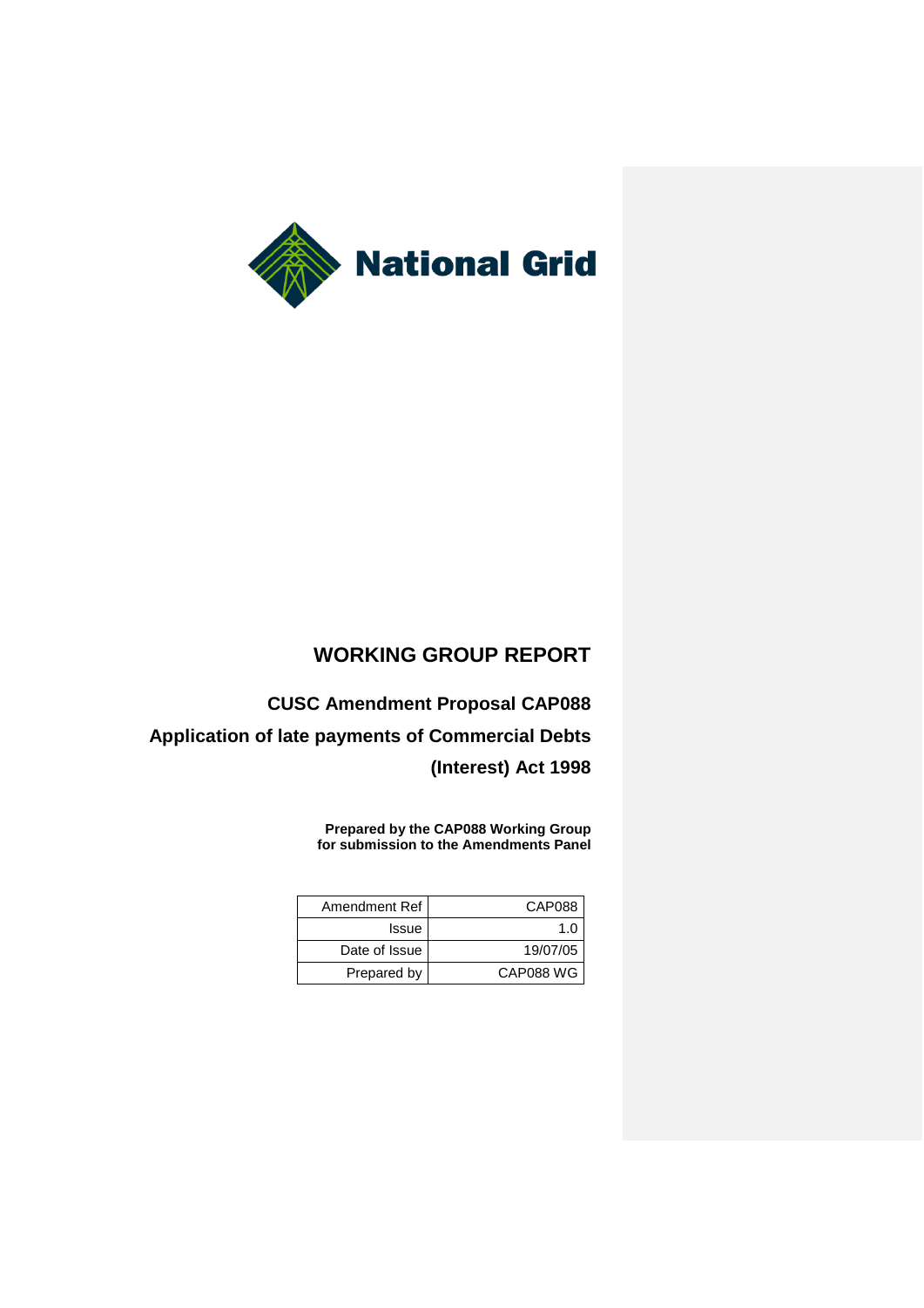National Grid

# WORKING GROUP REPORT

## CUSC Amendment Proposal CAP088

## Application of late payments of Commercial Debts (Interest) Act 1998

**Prepared by the CAP088 Working Group for submission to the Amendments Panel**

| | |
|---|---|
| Amendment Ref | CAP088 |
| Issue | 1.0 |
| Date of Issue | 19/07/05 |
| Prepared by | CAP088 WG |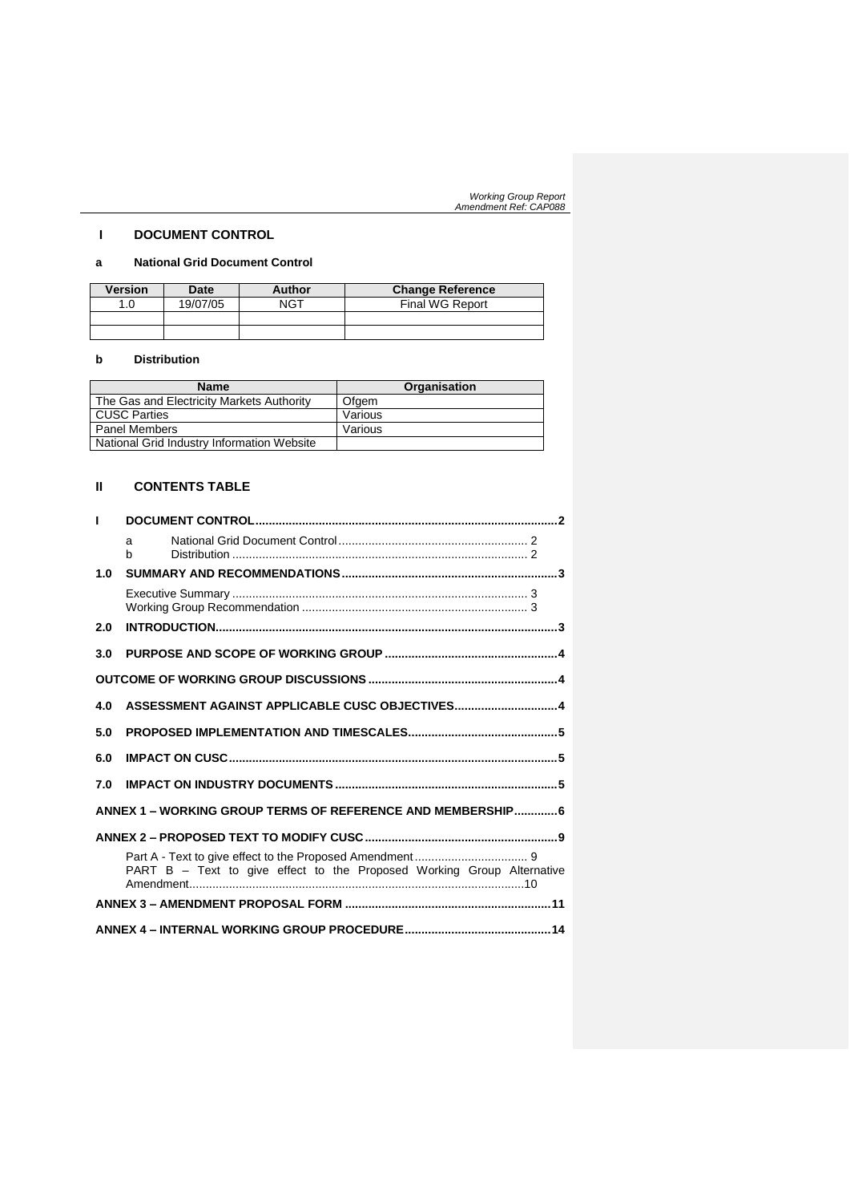## I DOCUMENT CONTROL

### a National Grid Document Control

| Version | Date | Author | Change Reference |
|---|---|---|---|
| 1.0 | 19/07/05 | NGT | Final WG Report |
| | | | |
| | | | |

### b Distribution

| Name | Organisation |
|---|---|
| The Gas and Electricity Markets Authority | Ofgem |
| CUSC Parties | Various |
| Panel Members | Various |
| National Grid Industry Information Website | |

## II CONTENTS TABLE

- I DOCUMENT CONTROL .......... 2
  - a National Grid Document Control .......... 2
  - b Distribution .......... 2
- 1.0 SUMMARY AND RECOMMENDATIONS .......... 3
  - Executive Summary .......... 3
  - Working Group Recommendation .......... 3
- 2.0 INTRODUCTION .......... 3
- 3.0 PURPOSE AND SCOPE OF WORKING GROUP .......... 4
- OUTCOME OF WORKING GROUP DISCUSSIONS .......... 4
- 4.0 ASSESSMENT AGAINST APPLICABLE CUSC OBJECTIVES .......... 4
- 5.0 PROPOSED IMPLEMENTATION AND TIMESCALES .......... 5
- 6.0 IMPACT ON CUSC .......... 5
- 7.0 IMPACT ON INDUSTRY DOCUMENTS .......... 5
- ANNEX 1 – WORKING GROUP TERMS OF REFERENCE AND MEMBERSHIP .......... 6
- ANNEX 2 – PROPOSED TEXT TO MODIFY CUSC .......... 9
  - Part A - Text to give effect to the Proposed Amendment .......... 9
  - PART B – Text to give effect to the Proposed Working Group Alternative Amendment .......... 10
- ANNEX 3 – AMENDMENT PROPOSAL FORM .......... 11
- ANNEX 4 – INTERNAL WORKING GROUP PROCEDURE .......... 14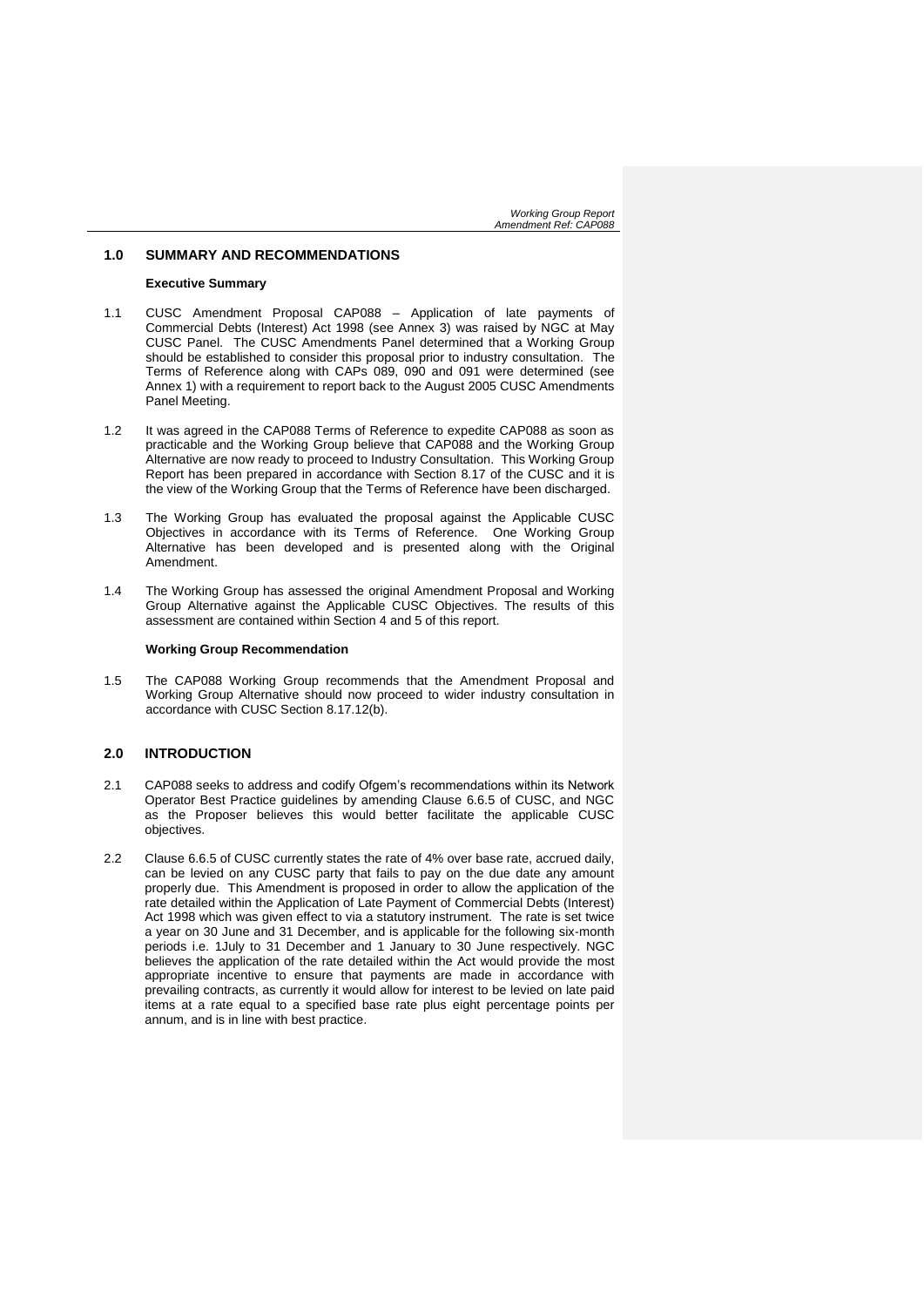## 1.0 SUMMARY AND RECOMMENDATIONS

**Executive Summary**

1.1 CUSC Amendment Proposal CAP088 – Application of late payments of Commercial Debts (Interest) Act 1998 (see Annex 3) was raised by NGC at May CUSC Panel. The CUSC Amendments Panel determined that a Working Group should be established to consider this proposal prior to industry consultation. The Terms of Reference along with CAPs 089, 090 and 091 were determined (see Annex 1) with a requirement to report back to the August 2005 CUSC Amendments Panel Meeting.

1.2 It was agreed in the CAP088 Terms of Reference to expedite CAP088 as soon as practicable and the Working Group believe that CAP088 and the Working Group Alternative are now ready to proceed to Industry Consultation. This Working Group Report has been prepared in accordance with Section 8.17 of the CUSC and it is the view of the Working Group that the Terms of Reference have been discharged.

1.3 The Working Group has evaluated the proposal against the Applicable CUSC Objectives in accordance with its Terms of Reference. One Working Group Alternative has been developed and is presented along with the Original Amendment.

1.4 The Working Group has assessed the original Amendment Proposal and Working Group Alternative against the Applicable CUSC Objectives. The results of this assessment are contained within Section 4 and 5 of this report.

**Working Group Recommendation**

1.5 The CAP088 Working Group recommends that the Amendment Proposal and Working Group Alternative should now proceed to wider industry consultation in accordance with CUSC Section 8.17.12(b).

## 2.0 INTRODUCTION

2.1 CAP088 seeks to address and codify Ofgem's recommendations within its Network Operator Best Practice guidelines by amending Clause 6.6.5 of CUSC, and NGC as the Proposer believes this would better facilitate the applicable CUSC objectives.

2.2 Clause 6.6.5 of CUSC currently states the rate of 4% over base rate, accrued daily, can be levied on any CUSC party that fails to pay on the due date any amount properly due. This Amendment is proposed in order to allow the application of the rate detailed within the Application of Late Payment of Commercial Debts (Interest) Act 1998 which was given effect to via a statutory instrument. The rate is set twice a year on 30 June and 31 December, and is applicable for the following six-month periods i.e. 1July to 31 December and 1 January to 30 June respectively. NGC believes the application of the rate detailed within the Act would provide the most appropriate incentive to ensure that payments are made in accordance with prevailing contracts, as currently it would allow for interest to be levied on late paid items at a rate equal to a specified base rate plus eight percentage points per annum, and is in line with best practice.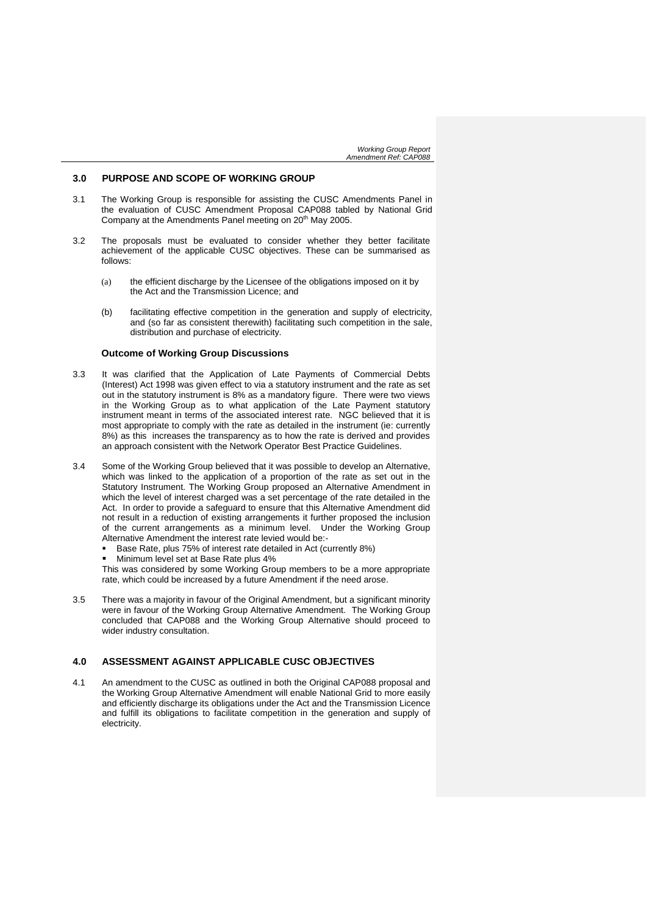## 3.0 PURPOSE AND SCOPE OF WORKING GROUP

3.1 The Working Group is responsible for assisting the CUSC Amendments Panel in the evaluation of CUSC Amendment Proposal CAP088 tabled by National Grid Company at the Amendments Panel meeting on 20th May 2005.

3.2 The proposals must be evaluated to consider whether they better facilitate achievement of the applicable CUSC objectives. These can be summarised as follows:

(a) the efficient discharge by the Licensee of the obligations imposed on it by the Act and the Transmission Licence; and

(b) facilitating effective competition in the generation and supply of electricity, and (so far as consistent therewith) facilitating such competition in the sale, distribution and purchase of electricity.

### Outcome of Working Group Discussions

3.3 It was clarified that the Application of Late Payments of Commercial Debts (Interest) Act 1998 was given effect to via a statutory instrument and the rate as set out in the statutory instrument is 8% as a mandatory figure. There were two views in the Working Group as to what application of the Late Payment statutory instrument meant in terms of the associated interest rate. NGC believed that it is most appropriate to comply with the rate as detailed in the instrument (ie: currently 8%) as this increases the transparency as to how the rate is derived and provides an approach consistent with the Network Operator Best Practice Guidelines.

3.4 Some of the Working Group believed that it was possible to develop an Alternative, which was linked to the application of a proportion of the rate as set out in the Statutory Instrument. The Working Group proposed an Alternative Amendment in which the level of interest charged was a set percentage of the rate detailed in the Act. In order to provide a safeguard to ensure that this Alternative Amendment did not result in a reduction of existing arrangements it further proposed the inclusion of the current arrangements as a minimum level. Under the Working Group Alternative Amendment the interest rate levied would be:-

- Base Rate, plus 75% of interest rate detailed in Act (currently 8%)
- Minimum level set at Base Rate plus 4%

This was considered by some Working Group members to be a more appropriate rate, which could be increased by a future Amendment if the need arose.

3.5 There was a majority in favour of the Original Amendment, but a significant minority were in favour of the Working Group Alternative Amendment. The Working Group concluded that CAP088 and the Working Group Alternative should proceed to wider industry consultation.

## 4.0 ASSESSMENT AGAINST APPLICABLE CUSC OBJECTIVES

4.1 An amendment to the CUSC as outlined in both the Original CAP088 proposal and the Working Group Alternative Amendment will enable National Grid to more easily and efficiently discharge its obligations under the Act and the Transmission Licence and fulfill its obligations to facilitate competition in the generation and supply of electricity.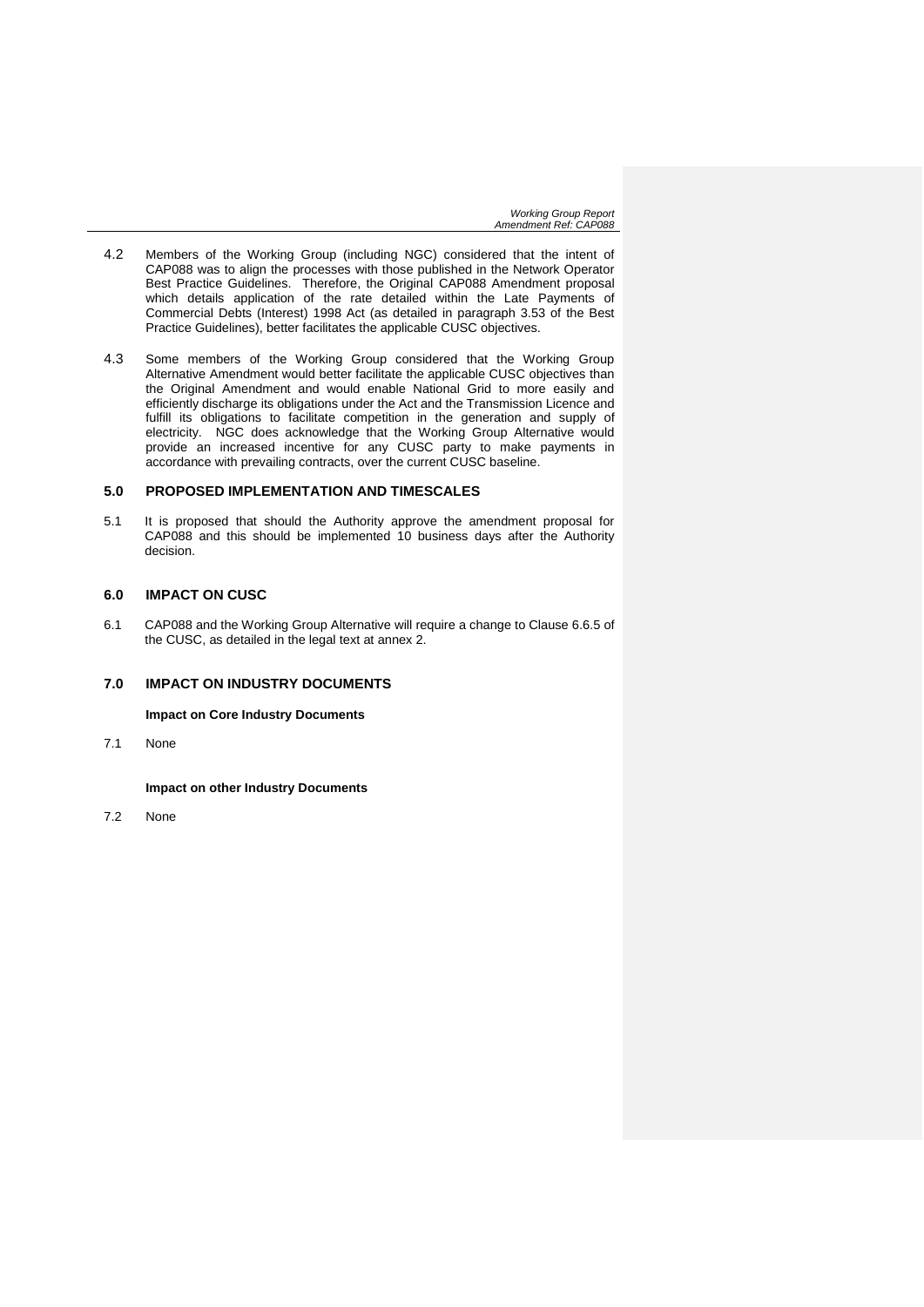4.2 Members of the Working Group (including NGC) considered that the intent of CAP088 was to align the processes with those published in the Network Operator Best Practice Guidelines. Therefore, the Original CAP088 Amendment proposal which details application of the rate detailed within the Late Payments of Commercial Debts (Interest) 1998 Act (as detailed in paragraph 3.53 of the Best Practice Guidelines), better facilitates the applicable CUSC objectives.

4.3 Some members of the Working Group considered that the Working Group Alternative Amendment would better facilitate the applicable CUSC objectives than the Original Amendment and would enable National Grid to more easily and efficiently discharge its obligations under the Act and the Transmission Licence and fulfill its obligations to facilitate competition in the generation and supply of electricity. NGC does acknowledge that the Working Group Alternative would provide an increased incentive for any CUSC party to make payments in accordance with prevailing contracts, over the current CUSC baseline.

## 5.0 PROPOSED IMPLEMENTATION AND TIMESCALES

5.1 It is proposed that should the Authority approve the amendment proposal for CAP088 and this should be implemented 10 business days after the Authority decision.

## 6.0 IMPACT ON CUSC

6.1 CAP088 and the Working Group Alternative will require a change to Clause 6.6.5 of the CUSC, as detailed in the legal text at annex 2.

## 7.0 IMPACT ON INDUSTRY DOCUMENTS

**Impact on Core Industry Documents**

7.1 None

**Impact on other Industry Documents**

7.2 None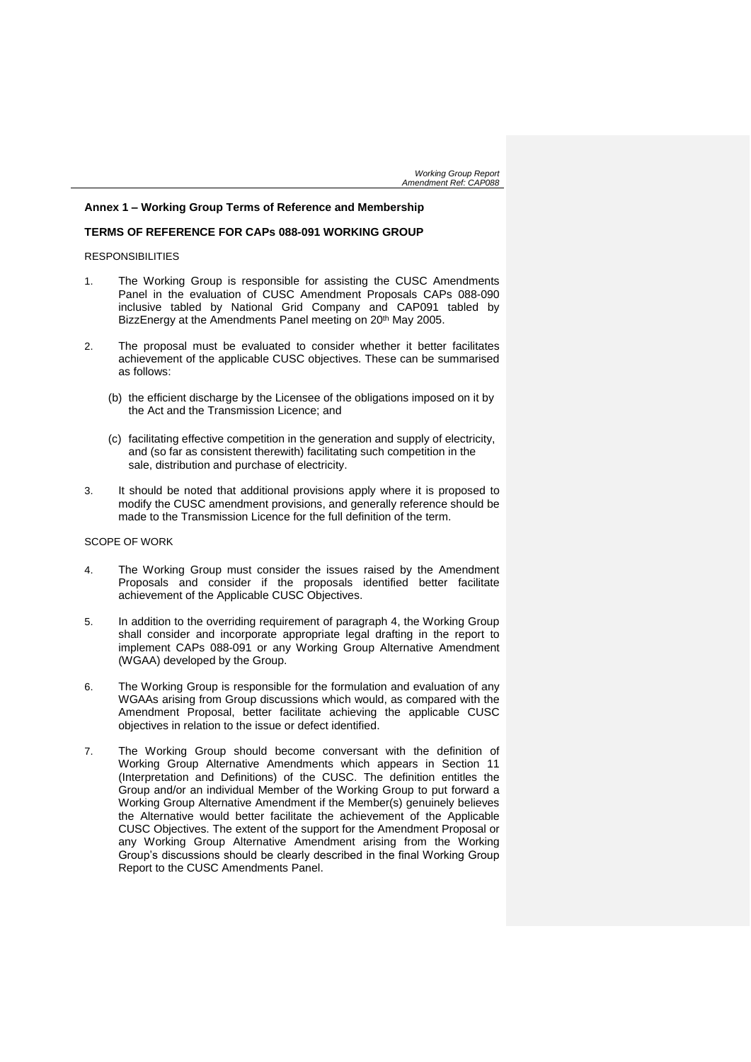**Annex 1 – Working Group Terms of Reference and Membership**

**TERMS OF REFERENCE FOR CAPs 088-091 WORKING GROUP**

RESPONSIBILITIES

1. The Working Group is responsible for assisting the CUSC Amendments Panel in the evaluation of CUSC Amendment Proposals CAPs 088-090 inclusive tabled by National Grid Company and CAP091 tabled by BizzEnergy at the Amendments Panel meeting on 20th May 2005.

2. The proposal must be evaluated to consider whether it better facilitates achievement of the applicable CUSC objectives. These can be summarised as follows:

   (b) the efficient discharge by the Licensee of the obligations imposed on it by the Act and the Transmission Licence; and

   (c) facilitating effective competition in the generation and supply of electricity, and (so far as consistent therewith) facilitating such competition in the sale, distribution and purchase of electricity.

3. It should be noted that additional provisions apply where it is proposed to modify the CUSC amendment provisions, and generally reference should be made to the Transmission Licence for the full definition of the term.

SCOPE OF WORK

4. The Working Group must consider the issues raised by the Amendment Proposals and consider if the proposals identified better facilitate achievement of the Applicable CUSC Objectives.

5. In addition to the overriding requirement of paragraph 4, the Working Group shall consider and incorporate appropriate legal drafting in the report to implement CAPs 088-091 or any Working Group Alternative Amendment (WGAA) developed by the Group.

6. The Working Group is responsible for the formulation and evaluation of any WGAAs arising from Group discussions which would, as compared with the Amendment Proposal, better facilitate achieving the applicable CUSC objectives in relation to the issue or defect identified.

7. The Working Group should become conversant with the definition of Working Group Alternative Amendments which appears in Section 11 (Interpretation and Definitions) of the CUSC. The definition entitles the Group and/or an individual Member of the Working Group to put forward a Working Group Alternative Amendment if the Member(s) genuinely believes the Alternative would better facilitate the achievement of the Applicable CUSC Objectives. The extent of the support for the Amendment Proposal or any Working Group Alternative Amendment arising from the Working Group's discussions should be clearly described in the final Working Group Report to the CUSC Amendments Panel.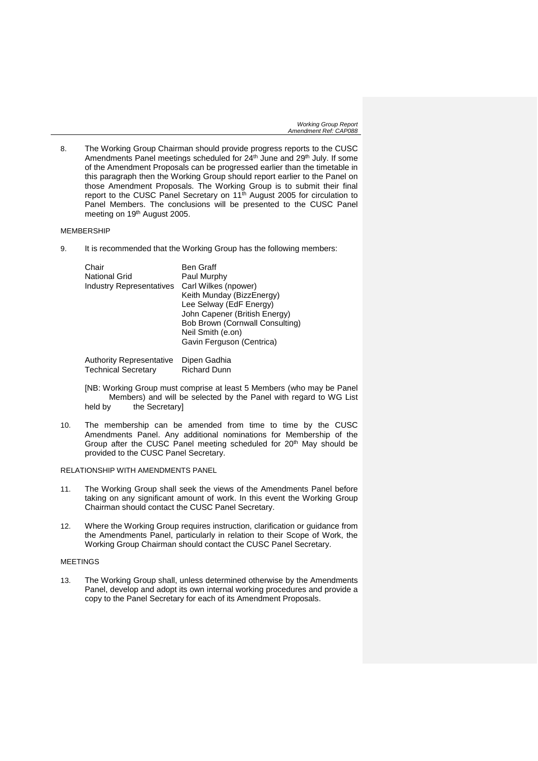8. The Working Group Chairman should provide progress reports to the CUSC Amendments Panel meetings scheduled for 24th June and 29th July. If some of the Amendment Proposals can be progressed earlier than the timetable in this paragraph then the Working Group should report earlier to the Panel on those Amendment Proposals. The Working Group is to submit their final report to the CUSC Panel Secretary on 11th August 2005 for circulation to Panel Members. The conclusions will be presented to the CUSC Panel meeting on 19th August 2005.

MEMBERSHIP

9. It is recommended that the Working Group has the following members:

| | |
|---|---|
| Chair | Ben Graff |
| National Grid | Paul Murphy |
| Industry Representatives | Carl Wilkes (npower) |
| | Keith Munday (BizzEnergy) |
| | Lee Selway (EdF Energy) |
| | John Capener (British Energy) |
| | Bob Brown (Cornwall Consulting) |
| | Neil Smith (e.on) |
| | Gavin Ferguson (Centrica) |
| Authority Representative | Dipen Gadhia |
| Technical Secretary | Richard Dunn |

[NB: Working Group must comprise at least 5 Members (who may be Panel Members) and will be selected by the Panel with regard to WG List held by the Secretary]

10. The membership can be amended from time to time by the CUSC Amendments Panel. Any additional nominations for Membership of the Group after the CUSC Panel meeting scheduled for 20th May should be provided to the CUSC Panel Secretary.

RELATIONSHIP WITH AMENDMENTS PANEL

11. The Working Group shall seek the views of the Amendments Panel before taking on any significant amount of work. In this event the Working Group Chairman should contact the CUSC Panel Secretary.

12. Where the Working Group requires instruction, clarification or guidance from the Amendments Panel, particularly in relation to their Scope of Work, the Working Group Chairman should contact the CUSC Panel Secretary.

MEETINGS

13. The Working Group shall, unless determined otherwise by the Amendments Panel, develop and adopt its own internal working procedures and provide a copy to the Panel Secretary for each of its Amendment Proposals.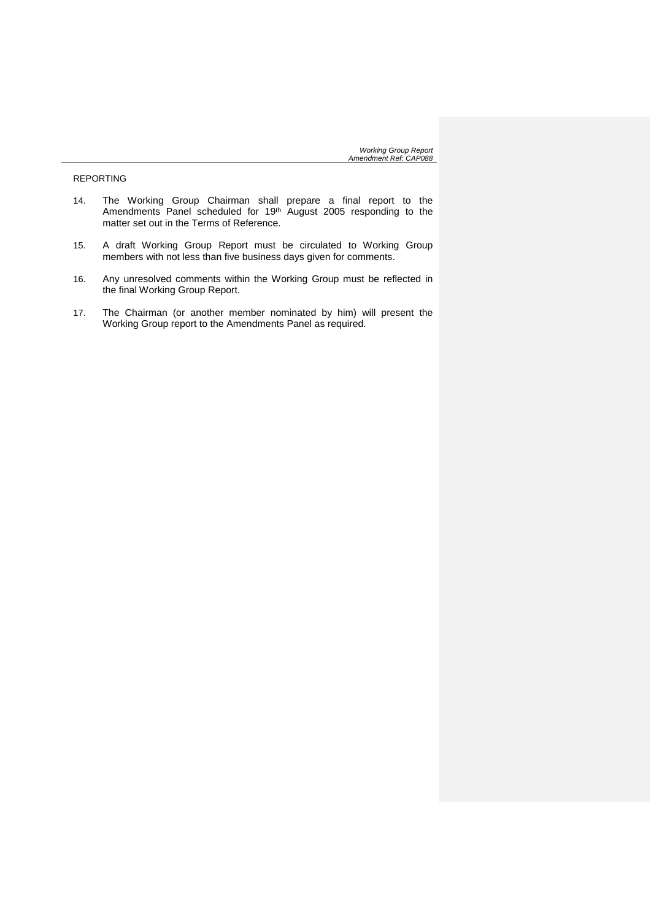## REPORTING

14. The Working Group Chairman shall prepare a final report to the Amendments Panel scheduled for 19th August 2005 responding to the matter set out in the Terms of Reference.

15. A draft Working Group Report must be circulated to Working Group members with not less than five business days given for comments.

16. Any unresolved comments within the Working Group must be reflected in the final Working Group Report.

17. The Chairman (or another member nominated by him) will present the Working Group report to the Amendments Panel as required.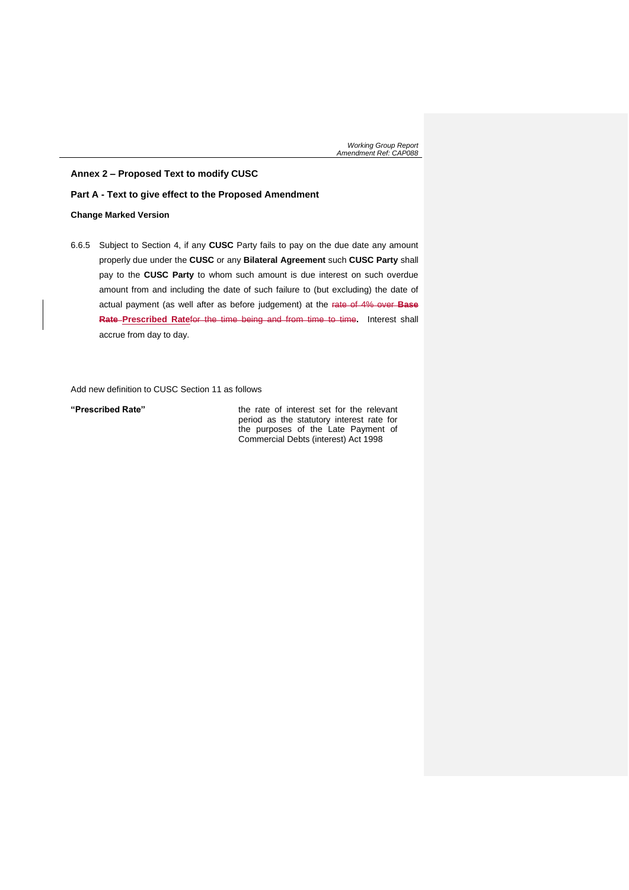## Annex 2 – Proposed Text to modify CUSC

### Part A - Text to give effect to the Proposed Amendment

**Change Marked Version**

6.6.5 Subject to Section 4, if any **CUSC** Party fails to pay on the due date any amount properly due under the **CUSC** or any **Bilateral Agreement** such **CUSC Party** shall pay to the **CUSC Party** to whom such amount is due interest on such overdue amount from and including the date of such failure to (but excluding) the date of actual payment (as well after as before judgement) at the ~~rate of 4% over~~ ~~**Base Rate**~~ **Prescribed Rate**~~for the time being and from time to time~~**.** Interest shall accrue from day to day.

Add new definition to CUSC Section 11 as follows

| | |
|---|---|
| **"Prescribed Rate"** | the rate of interest set for the relevant period as the statutory interest rate for the purposes of the Late Payment of Commercial Debts (interest) Act 1998 |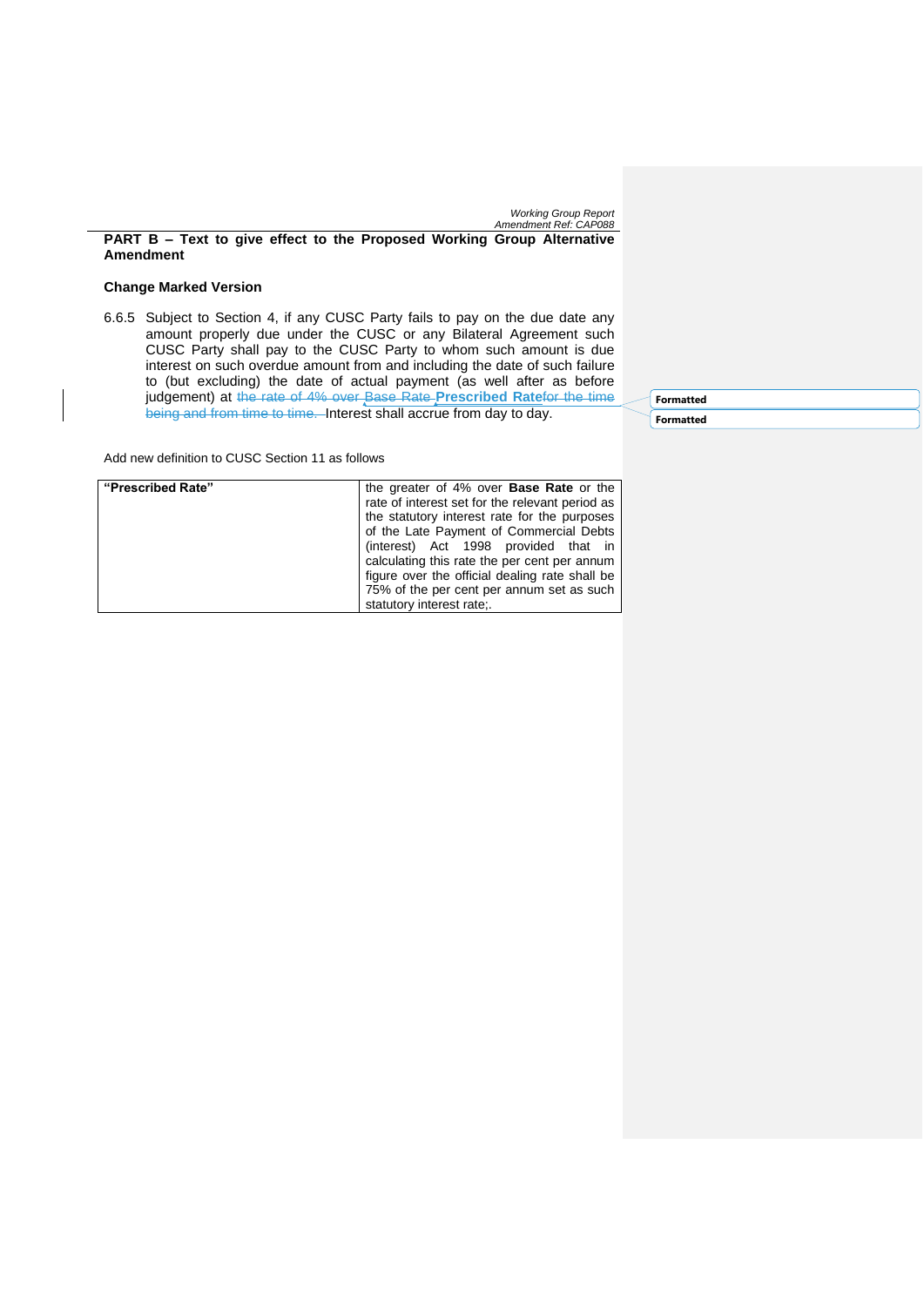**PART B – Text to give effect to the Proposed Working Group Alternative Amendment**

**Change Marked Version**

6.6.5 Subject to Section 4, if any CUSC Party fails to pay on the due date any amount properly due under the CUSC or any Bilateral Agreement such CUSC Party shall pay to the CUSC Party to whom such amount is due interest on such overdue amount from and including the date of such failure to (but excluding) the date of actual payment (as well after as before judgement) at ~~the rate of 4% over Base Rate~~ **Prescribed Rate**~~for the time being and from time to time.~~ Interest shall accrue from day to day.

Add new definition to CUSC Section 11 as follows

| | |
|---|---|
| **"Prescribed Rate"** | the greater of 4% over **Base Rate** or the rate of interest set for the relevant period as the statutory interest rate for the purposes of the Late Payment of Commercial Debts (interest) Act 1998 provided that in calculating this rate the per cent per annum figure over the official dealing rate shall be 75% of the per cent per annum set as such statutory interest rate;. |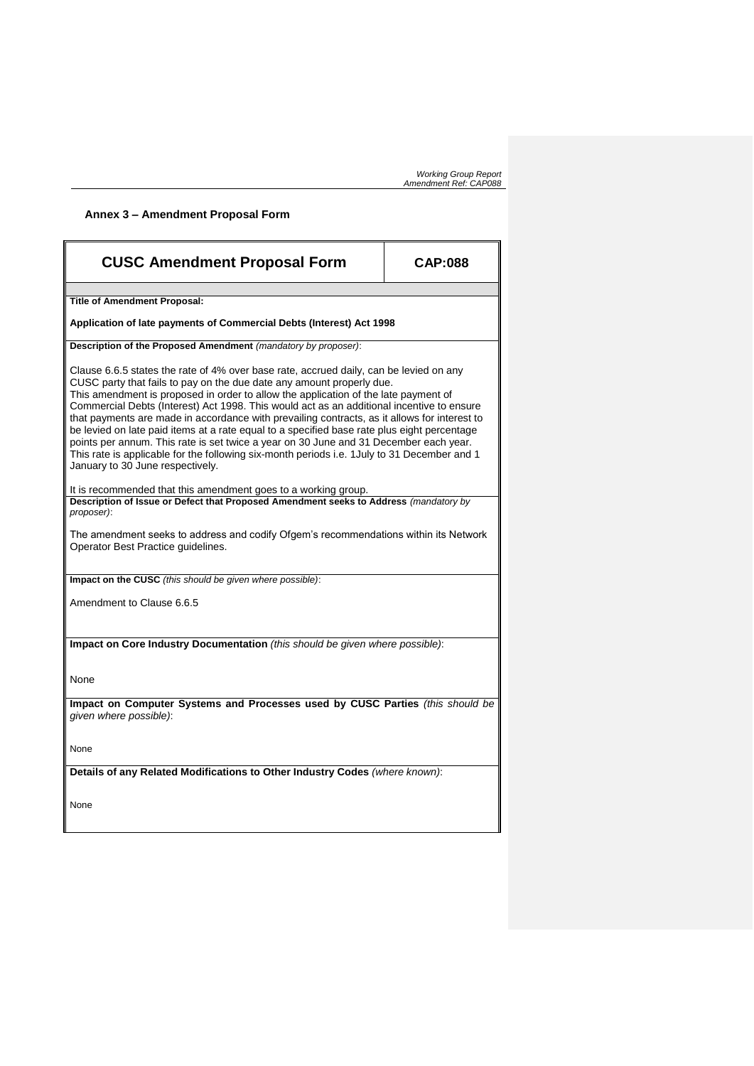## Annex 3 – Amendment Proposal Form

| CUSC Amendment Proposal Form | CAP:088 |
|---|---|

**Title of Amendment Proposal:**

**Application of late payments of Commercial Debts (Interest) Act 1998**

**Description of the Proposed Amendment** *(mandatory by proposer)*:

Clause 6.6.5 states the rate of 4% over base rate, accrued daily, can be levied on any CUSC party that fails to pay on the due date any amount properly due.
This amendment is proposed in order to allow the application of the late payment of Commercial Debts (Interest) Act 1998. This would act as an additional incentive to ensure that payments are made in accordance with prevailing contracts, as it allows for interest to be levied on late paid items at a rate equal to a specified base rate plus eight percentage points per annum. This rate is set twice a year on 30 June and 31 December each year. This rate is applicable for the following six-month periods i.e. 1July to 31 December and 1 January to 30 June respectively.

It is recommended that this amendment goes to a working group.

**Description of Issue or Defect that Proposed Amendment seeks to Address** *(mandatory by proposer)*:

The amendment seeks to address and codify Ofgem's recommendations within its Network Operator Best Practice guidelines.

**Impact on the CUSC** *(this should be given where possible)*:

Amendment to Clause 6.6.5

**Impact on Core Industry Documentation** *(this should be given where possible)*:

None

**Impact on Computer Systems and Processes used by CUSC Parties** *(this should be given where possible)*:

None

**Details of any Related Modifications to Other Industry Codes** *(where known)*:

None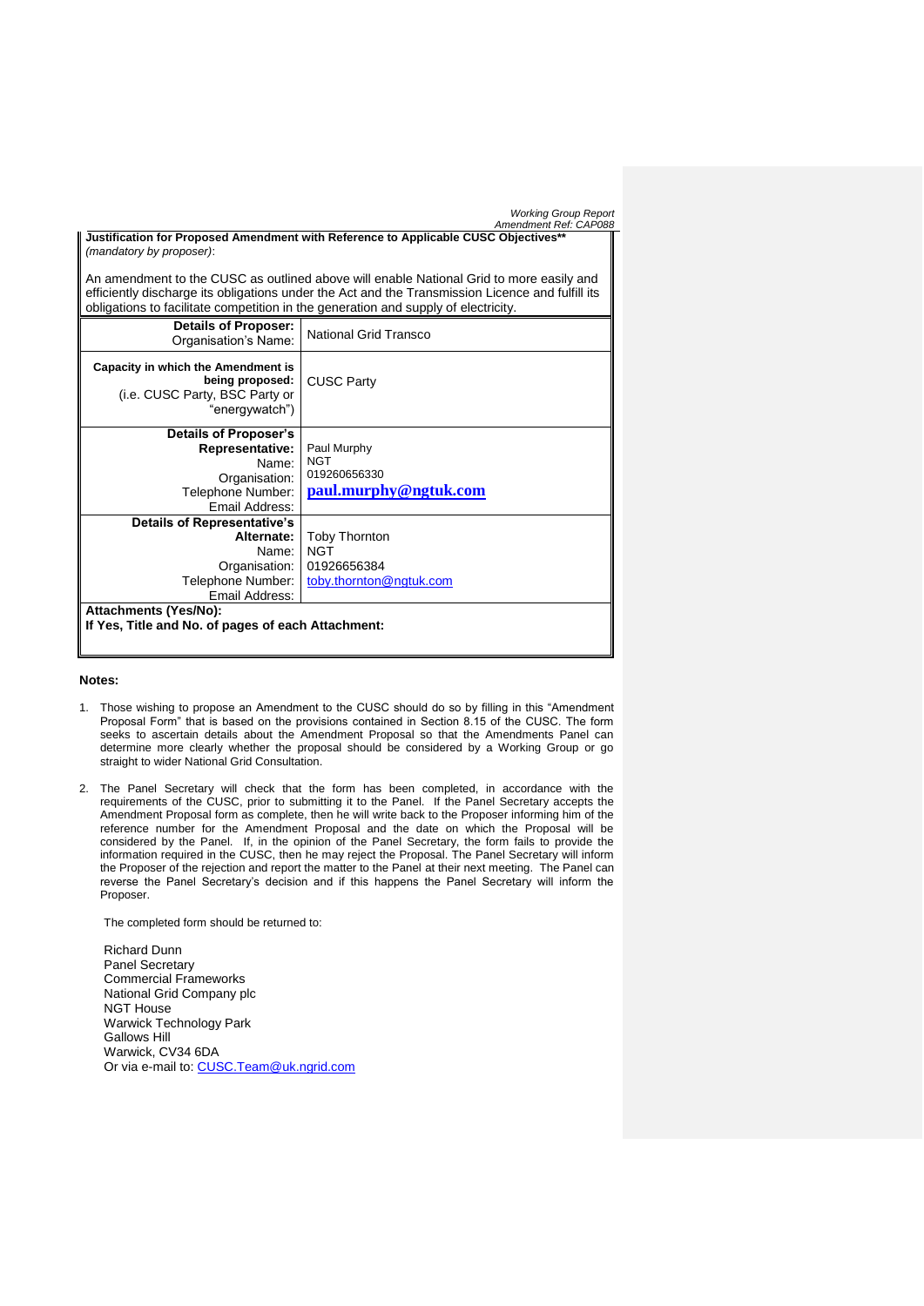**Justification for Proposed Amendment with Reference to Applicable CUSC Objectives**** *(mandatory by proposer)*:

An amendment to the CUSC as outlined above will enable National Grid to more easily and efficiently discharge its obligations under the Act and the Transmission Licence and fulfill its obligations to facilitate competition in the generation and supply of electricity.

| | |
|---|---|
| **Details of Proposer:** Organisation's Name: | National Grid Transco |
| **Capacity in which the Amendment is being proposed:** (i.e. CUSC Party, BSC Party or "energywatch") | CUSC Party |
| **Details of Proposer's Representative:** Name: Organisation: Telephone Number: Email Address: | Paul Murphy NGT 019260656330 **paul.murphy@ngtuk.com** |
| **Details of Representative's Alternate:** Name: Organisation: Telephone Number: Email Address: | Toby Thornton NGT 01926656384 toby.thornton@ngtuk.com |
| **Attachments (Yes/No):** **If Yes, Title and No. of pages of each Attachment:** | |

**Notes:**

1. Those wishing to propose an Amendment to the CUSC should do so by filling in this "Amendment Proposal Form" that is based on the provisions contained in Section 8.15 of the CUSC. The form seeks to ascertain details about the Amendment Proposal so that the Amendments Panel can determine more clearly whether the proposal should be considered by a Working Group or go straight to wider National Grid Consultation.

2. The Panel Secretary will check that the form has been completed, in accordance with the requirements of the CUSC, prior to submitting it to the Panel. If the Panel Secretary accepts the Amendment Proposal form as complete, then he will write back to the Proposer informing him of the reference number for the Amendment Proposal and the date on which the Proposal will be considered by the Panel. If, in the opinion of the Panel Secretary, the form fails to provide the information required in the CUSC, then he may reject the Proposal. The Panel Secretary will inform the Proposer of the rejection and report the matter to the Panel at their next meeting. The Panel can reverse the Panel Secretary's decision and if this happens the Panel Secretary will inform the Proposer.

   The completed form should be returned to:

   Richard Dunn
   Panel Secretary
   Commercial Frameworks
   National Grid Company plc
   NGT House
   Warwick Technology Park
   Gallows Hill
   Warwick, CV34 6DA
   Or via e-mail to: CUSC.Team@uk.ngrid.com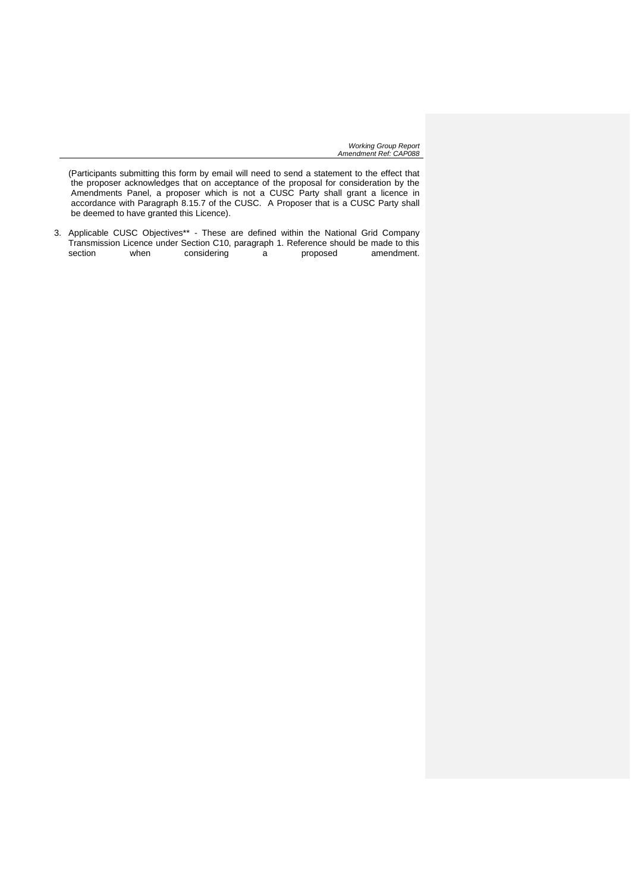(Participants submitting this form by email will need to send a statement to the effect that the proposer acknowledges that on acceptance of the proposal for consideration by the Amendments Panel, a proposer which is not a CUSC Party shall grant a licence in accordance with Paragraph 8.15.7 of the CUSC. A Proposer that is a CUSC Party shall be deemed to have granted this Licence).

3. Applicable CUSC Objectives** - These are defined within the National Grid Company Transmission Licence under Section C10, paragraph 1. Reference should be made to this section when considering a proposed amendment.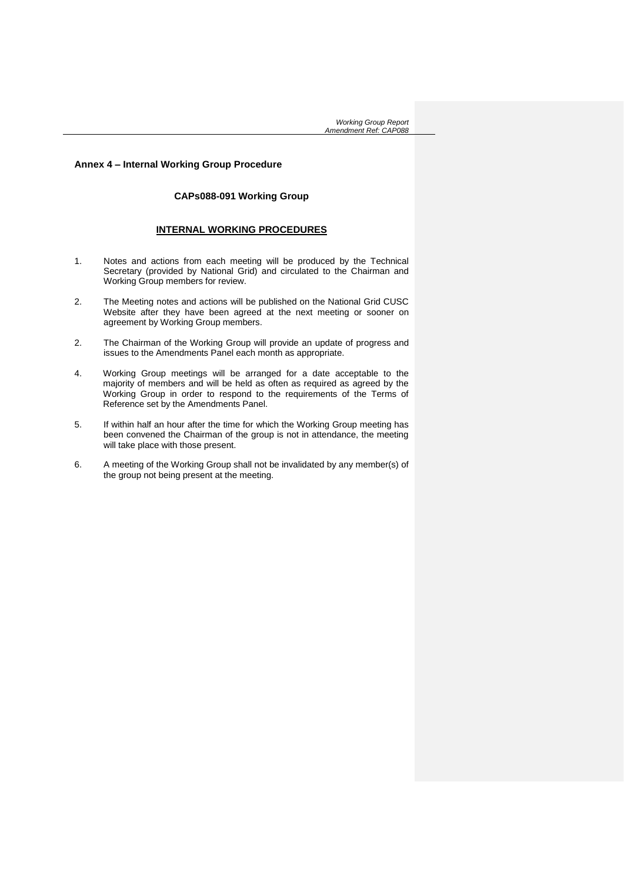## Annex 4 – Internal Working Group Procedure

### CAPs088-091 Working Group

### INTERNAL WORKING PROCEDURES

1. Notes and actions from each meeting will be produced by the Technical Secretary (provided by National Grid) and circulated to the Chairman and Working Group members for review.

2. The Meeting notes and actions will be published on the National Grid CUSC Website after they have been agreed at the next meeting or sooner on agreement by Working Group members.

2. The Chairman of the Working Group will provide an update of progress and issues to the Amendments Panel each month as appropriate.

4. Working Group meetings will be arranged for a date acceptable to the majority of members and will be held as often as required as agreed by the Working Group in order to respond to the requirements of the Terms of Reference set by the Amendments Panel.

5. If within half an hour after the time for which the Working Group meeting has been convened the Chairman of the group is not in attendance, the meeting will take place with those present.

6. A meeting of the Working Group shall not be invalidated by any member(s) of the group not being present at the meeting.